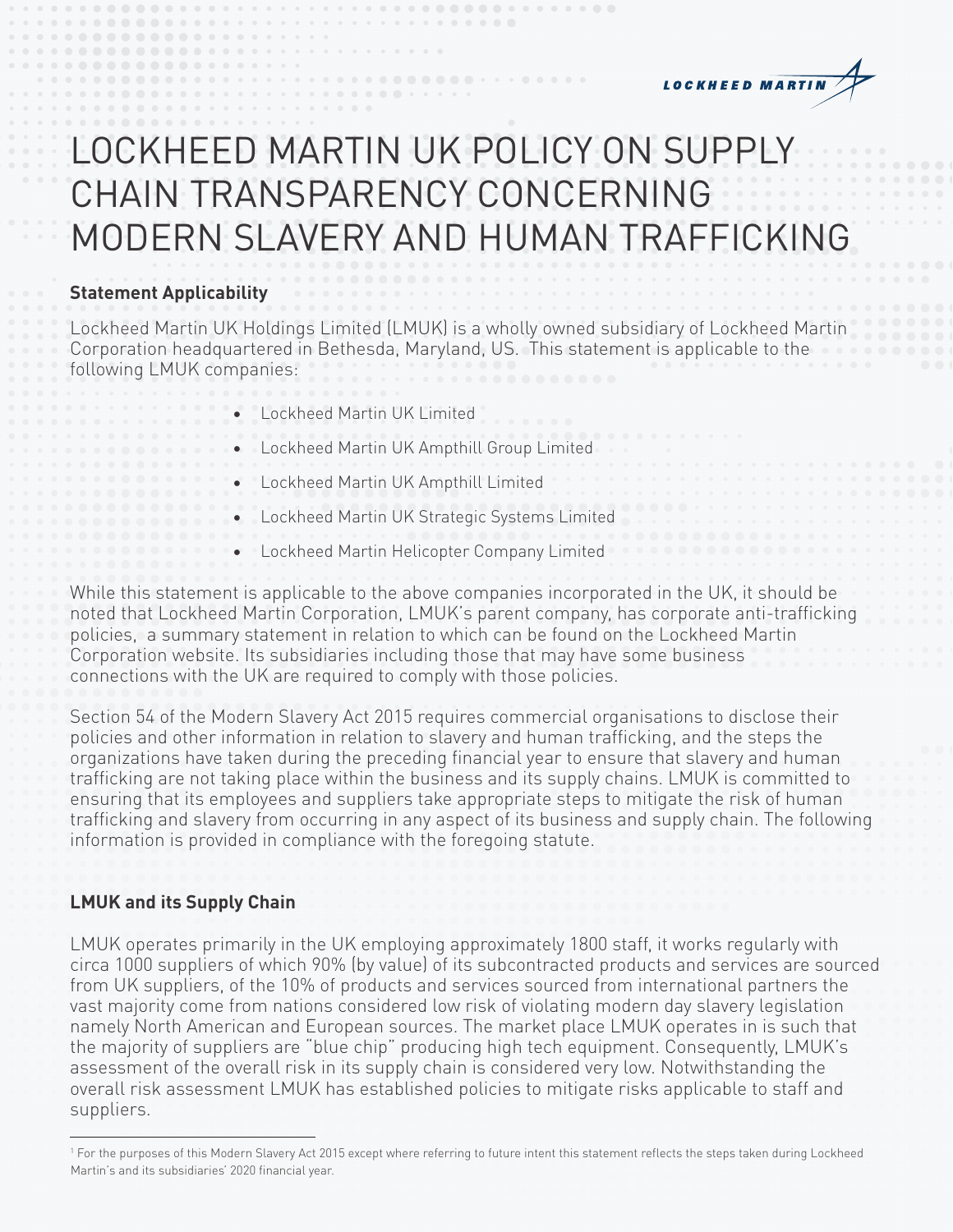# LOCKHEED MARTIN UK POLICY ON SUPPLY CHAIN TRANSPARENCY CONCERNING MODERN SLAVERY AND HUMAN TRAFFICKING

**Statement Applicability**

Lockheed Martin UK Holdings Limited (LMUK) is a wholly owned subsidiary of Lockheed Martin Corporation headquartered in Bethesda, Maryland, US. This statement is applicable to the following LMUK companies:

- Lockheed Martin UK Limited
- Lockheed Martin UK Ampthill Group Limited
- Lockheed Martin UK Ampthill Limited
- Lockheed Martin UK Strategic Systems Limited
- Lockheed Martin Helicopter Company Limited

While this statement is applicable to the above companies incorporated in the UK, it should be noted that Lockheed Martin Corporation, LMUK's parent company, has corporate anti-trafficking policies, a summary statement in relation to which can be found on the Lockheed Martin Corporation website. Its subsidiaries including those that may have some business connections with the UK are required to comply with those policies.

Section 54 of the Modern Slavery Act 2015 requires commercial organisations to disclose their policies and other information in relation to slavery and human trafficking, and the steps the organizations have taken during the preceding financial year to ensure that slavery and human trafficking are not taking place within the business and its supply chains. LMUK is committed to ensuring that its employees and suppliers take appropriate steps to mitigate the risk of human trafficking and slavery from occurring in any aspect of its business and supply chain. The following information is provided in compliance with the foregoing statute.

**LMUK and its Supply Chain**

LMUK operates primarily in the UK employing approximately 1800 staff, it works regularly with circa 1000 suppliers of which 90% (by value) of its subcontracted products and services are sourced from UK suppliers, of the 10% of products and services sourced from international partners the vast majority come from nations considered low risk of violating modern day slavery legislation namely North American and European sources. The market place LMUK operates in is such that the majority of suppliers are "blue chip" producing high tech equipment. Consequently, LMUK's assessment of the overall risk in its supply chain is considered very low. Notwithstanding the overall risk assessment LMUK has established policies to mitigate risks applicable to staff and suppliers.

---

[1] For the purposes of this Modern Slavery Act 2015 except where referring to future intent this statement reflects the steps taken during Lockheed Martin's and its subsidiaries' 2020 financial year.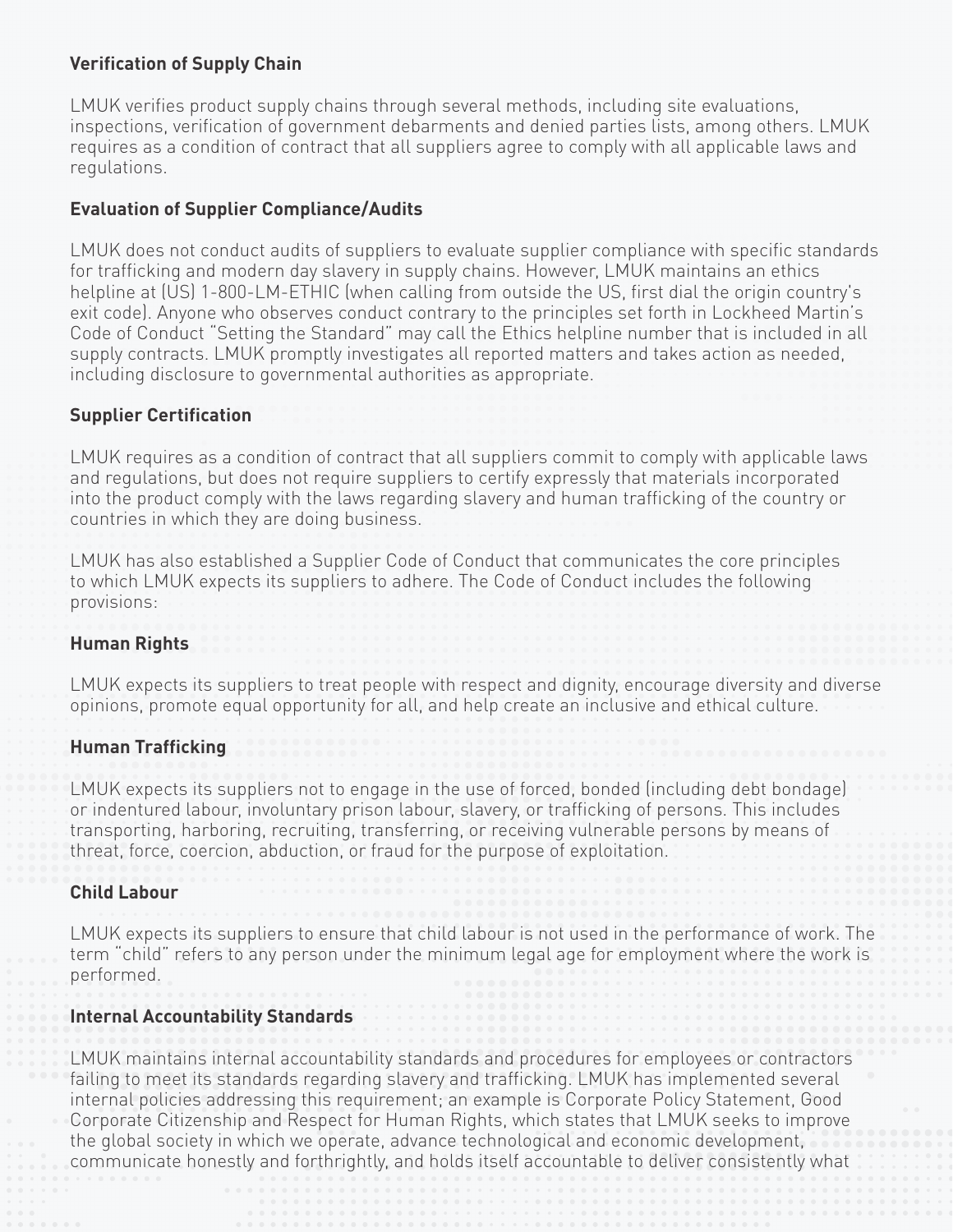### Verification of Supply Chain

LMUK verifies product supply chains through several methods, including site evaluations, inspections, verification of government debarments and denied parties lists, among others. LMUK requires as a condition of contract that all suppliers agree to comply with all applicable laws and regulations.

### Evaluation of Supplier Compliance/Audits

LMUK does not conduct audits of suppliers to evaluate supplier compliance with specific standards for trafficking and modern day slavery in supply chains. However, LMUK maintains an ethics helpline at (US) 1-800-LM-ETHIC (when calling from outside the US, first dial the origin country's exit code). Anyone who observes conduct contrary to the principles set forth in Lockheed Martin's Code of Conduct "Setting the Standard" may call the Ethics helpline number that is included in all supply contracts. LMUK promptly investigates all reported matters and takes action as needed, including disclosure to governmental authorities as appropriate.

### Supplier Certification

LMUK requires as a condition of contract that all suppliers commit to comply with applicable laws and regulations, but does not require suppliers to certify expressly that materials incorporated into the product comply with the laws regarding slavery and human trafficking of the country or countries in which they are doing business.

LMUK has also established a Supplier Code of Conduct that communicates the core principles to which LMUK expects its suppliers to adhere. The Code of Conduct includes the following provisions:

### Human Rights

LMUK expects its suppliers to treat people with respect and dignity, encourage diversity and diverse opinions, promote equal opportunity for all, and help create an inclusive and ethical culture.

### Human Trafficking

LMUK expects its suppliers not to engage in the use of forced, bonded (including debt bondage) or indentured labour, involuntary prison labour, slavery, or trafficking of persons. This includes transporting, harboring, recruiting, transferring, or receiving vulnerable persons by means of threat, force, coercion, abduction, or fraud for the purpose of exploitation.

### Child Labour

LMUK expects its suppliers to ensure that child labour is not used in the performance of work. The term "child" refers to any person under the minimum legal age for employment where the work is performed.

### Internal Accountability Standards

LMUK maintains internal accountability standards and procedures for employees or contractors failing to meet its standards regarding slavery and trafficking. LMUK has implemented several internal policies addressing this requirement; an example is Corporate Policy Statement, Good Corporate Citizenship and Respect for Human Rights, which states that LMUK seeks to improve the global society in which we operate, advance technological and economic development, communicate honestly and forthrightly, and holds itself accountable to deliver consistently what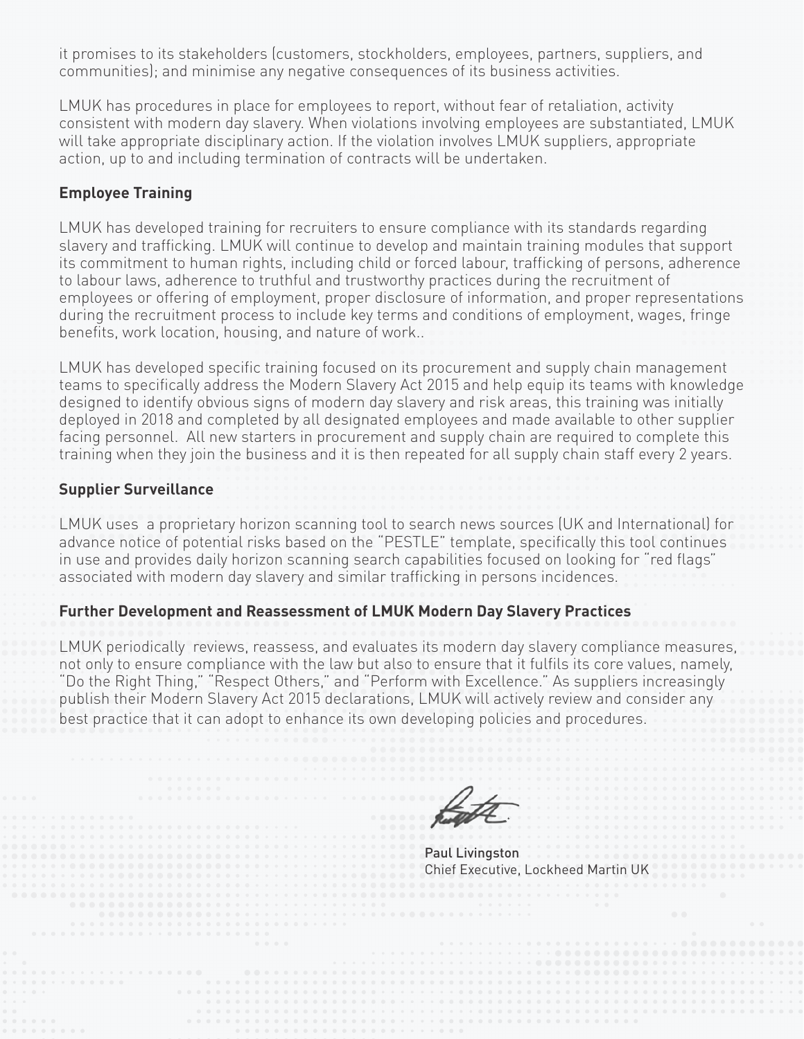it promises to its stakeholders (customers, stockholders, employees, partners, suppliers, and communities); and minimise any negative consequences of its business activities.

LMUK has procedures in place for employees to report, without fear of retaliation, activity consistent with modern day slavery. When violations involving employees are substantiated, LMUK will take appropriate disciplinary action. If the violation involves LMUK suppliers, appropriate action, up to and including termination of contracts will be undertaken.

**Employee Training**

LMUK has developed training for recruiters to ensure compliance with its standards regarding slavery and trafficking. LMUK will continue to develop and maintain training modules that support its commitment to human rights, including child or forced labour, trafficking of persons, adherence to labour laws, adherence to truthful and trustworthy practices during the recruitment of employees or offering of employment, proper disclosure of information, and proper representations during the recruitment process to include key terms and conditions of employment, wages, fringe benefits, work location, housing, and nature of work..

LMUK has developed specific training focused on its procurement and supply chain management teams to specifically address the Modern Slavery Act 2015 and help equip its teams with knowledge designed to identify obvious signs of modern day slavery and risk areas, this training was initially deployed in 2018 and completed by all designated employees and made available to other supplier facing personnel. All new starters in procurement and supply chain are required to complete this training when they join the business and it is then repeated for all supply chain staff every 2 years.

**Supplier Surveillance**

LMUK uses a proprietary horizon scanning tool to search news sources (UK and International) for advance notice of potential risks based on the "PESTLE" template, specifically this tool continues in use and provides daily horizon scanning search capabilities focused on looking for "red flags" associated with modern day slavery and similar trafficking in persons incidences.

**Further Development and Reassessment of LMUK Modern Day Slavery Practices**

LMUK periodically reviews, reassess, and evaluates its modern day slavery compliance measures, not only to ensure compliance with the law but also to ensure that it fulfils its core values, namely, "Do the Right Thing," "Respect Others," and "Perform with Excellence." As suppliers increasingly publish their Modern Slavery Act 2015 declarations, LMUK will actively review and consider any best practice that it can adopt to enhance its own developing policies and procedures.

**Paul Livingston**
Chief Executive, Lockheed Martin UK